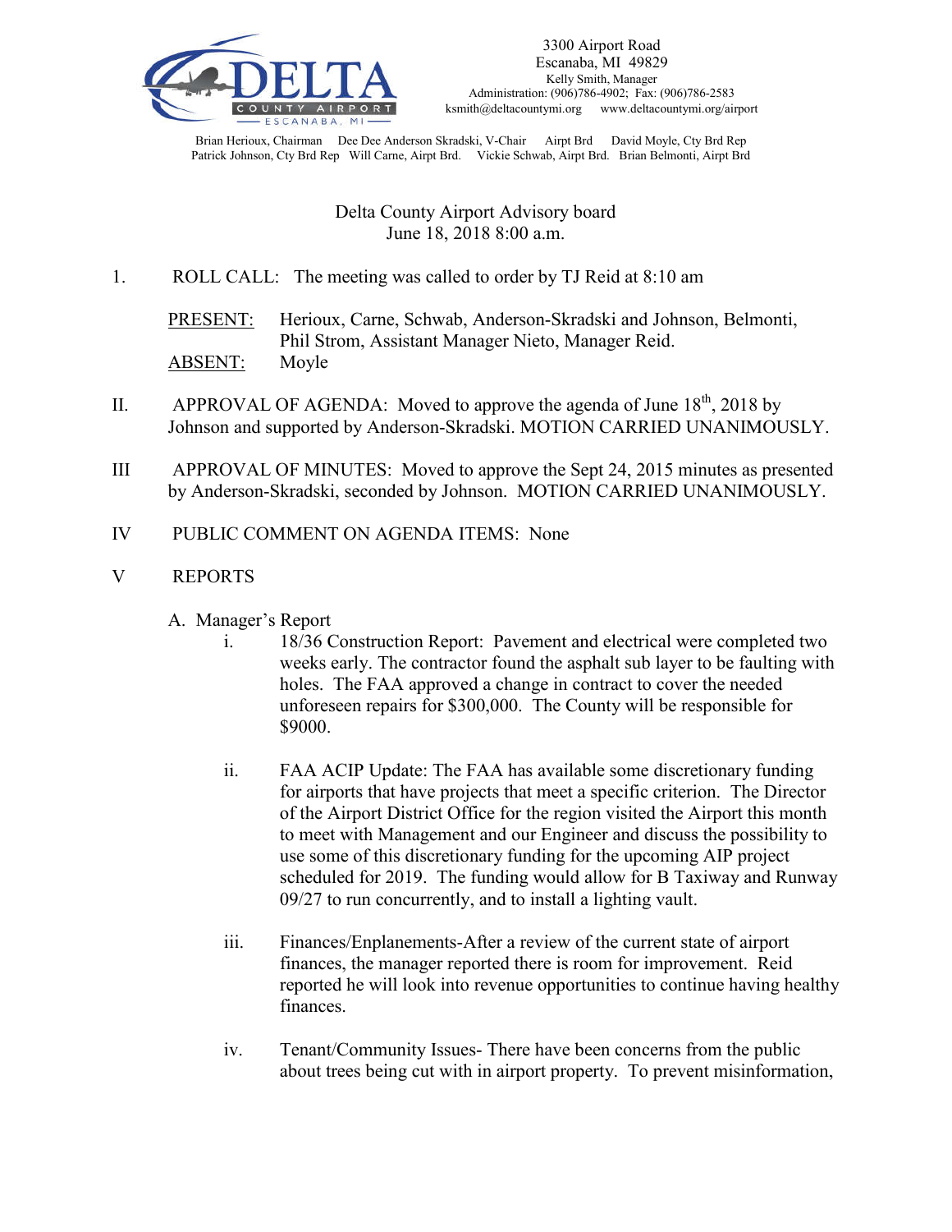3300 Airport Road
Escanaba, MI 49829
Kelly Smith, Manager
Administration: (906)786-4902; Fax: (906)786-2583
ksmith@deltacountymi.org www.deltacountymi.org/airport

Brian Herioux, Chairman Dee Dee Anderson Skradski, V-Chair Airpt Brd David Moyle, Cty Brd Rep
Patrick Johnson, Cty Brd Rep Will Carne, Airpt Brd. Vickie Schwab, Airpt Brd. Brian Belmonti, Airpt Brd

Delta County Airport Advisory board
June 18, 2018 8:00 a.m.

1. ROLL CALL: The meeting was called to order by TJ Reid at 8:10 am

   PRESENT: Herioux, Carne, Schwab, Anderson-Skradski and Johnson, Belmonti, Phil Strom, Assistant Manager Nieto, Manager Reid.
   ABSENT: Moyle

II. APPROVAL OF AGENDA: Moved to approve the agenda of June 18th, 2018 by Johnson and supported by Anderson-Skradski. MOTION CARRIED UNANIMOUSLY.

III APPROVAL OF MINUTES: Moved to approve the Sept 24, 2015 minutes as presented by Anderson-Skradski, seconded by Johnson. MOTION CARRIED UNANIMOUSLY.

IV PUBLIC COMMENT ON AGENDA ITEMS: None

V REPORTS

A. Manager's Report

i. 18/36 Construction Report: Pavement and electrical were completed two weeks early. The contractor found the asphalt sub layer to be faulting with holes. The FAA approved a change in contract to cover the needed unforeseen repairs for $300,000. The County will be responsible for $9000.

ii. FAA ACIP Update: The FAA has available some discretionary funding for airports that have projects that meet a specific criterion. The Director of the Airport District Office for the region visited the Airport this month to meet with Management and our Engineer and discuss the possibility to use some of this discretionary funding for the upcoming AIP project scheduled for 2019. The funding would allow for B Taxiway and Runway 09/27 to run concurrently, and to install a lighting vault.

iii. Finances/Enplanements-After a review of the current state of airport finances, the manager reported there is room for improvement. Reid reported he will look into revenue opportunities to continue having healthy finances.

iv. Tenant/Community Issues- There have been concerns from the public about trees being cut with in airport property. To prevent misinformation,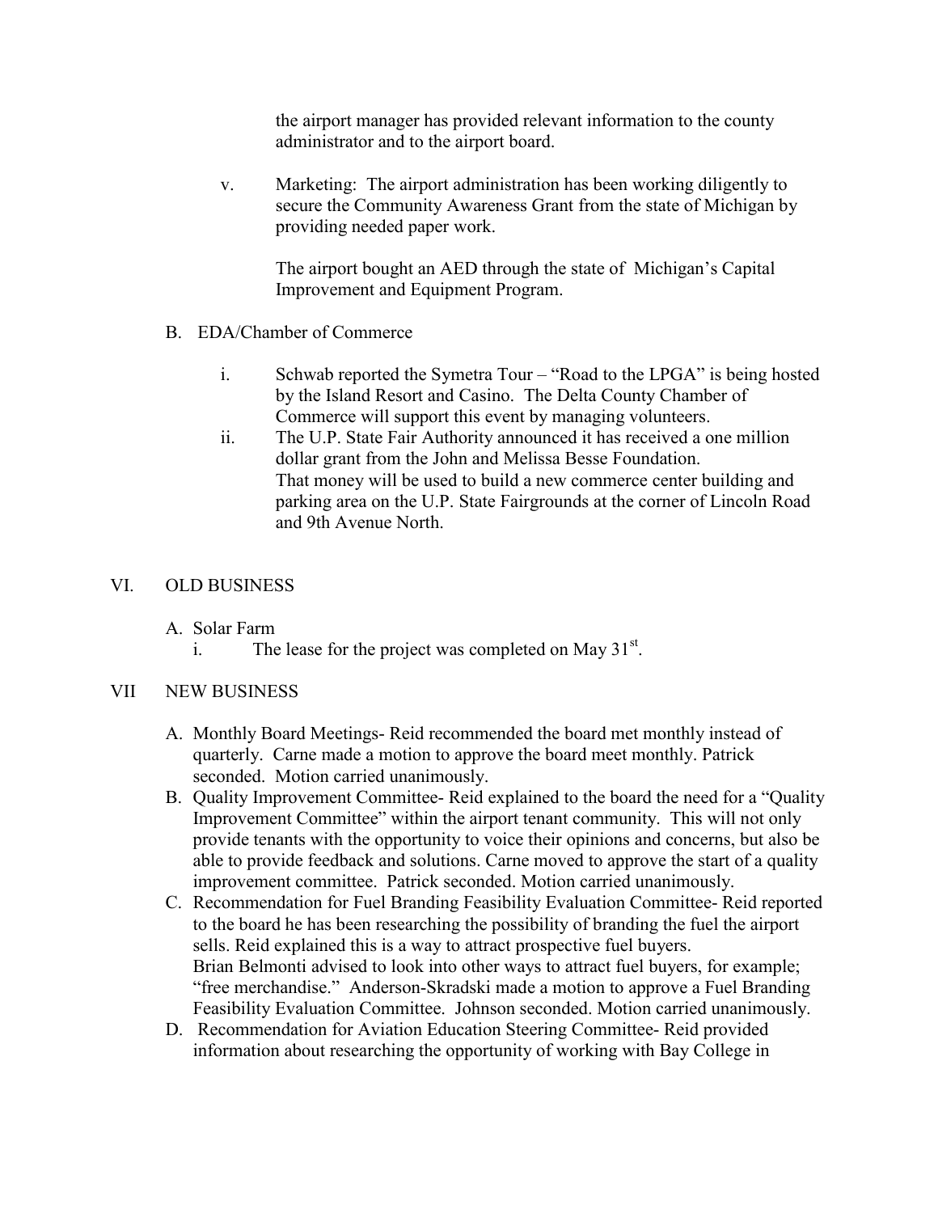the airport manager has provided relevant information to the county administrator and to the airport board.

v. Marketing: The airport administration has been working diligently to secure the Community Awareness Grant from the state of Michigan by providing needed paper work.

   The airport bought an AED through the state of Michigan's Capital Improvement and Equipment Program.

B. EDA/Chamber of Commerce

   i. Schwab reported the Symetra Tour – "Road to the LPGA" is being hosted by the Island Resort and Casino. The Delta County Chamber of Commerce will support this event by managing volunteers.
   ii. The U.P. State Fair Authority announced it has received a one million dollar grant from the John and Melissa Besse Foundation. That money will be used to build a new commerce center building and parking area on the U.P. State Fairgrounds at the corner of Lincoln Road and 9th Avenue North.

## VI. OLD BUSINESS

A. Solar Farm
   i. The lease for the project was completed on May 31st.

## VII NEW BUSINESS

A. Monthly Board Meetings- Reid recommended the board met monthly instead of quarterly. Carne made a motion to approve the board meet monthly. Patrick seconded. Motion carried unanimously.
B. Quality Improvement Committee- Reid explained to the board the need for a "Quality Improvement Committee" within the airport tenant community. This will not only provide tenants with the opportunity to voice their opinions and concerns, but also be able to provide feedback and solutions. Carne moved to approve the start of a quality improvement committee. Patrick seconded. Motion carried unanimously.
C. Recommendation for Fuel Branding Feasibility Evaluation Committee- Reid reported to the board he has been researching the possibility of branding the fuel the airport sells. Reid explained this is a way to attract prospective fuel buyers. Brian Belmonti advised to look into other ways to attract fuel buyers, for example; "free merchandise." Anderson-Skradski made a motion to approve a Fuel Branding Feasibility Evaluation Committee. Johnson seconded. Motion carried unanimously.
D. Recommendation for Aviation Education Steering Committee- Reid provided information about researching the opportunity of working with Bay College in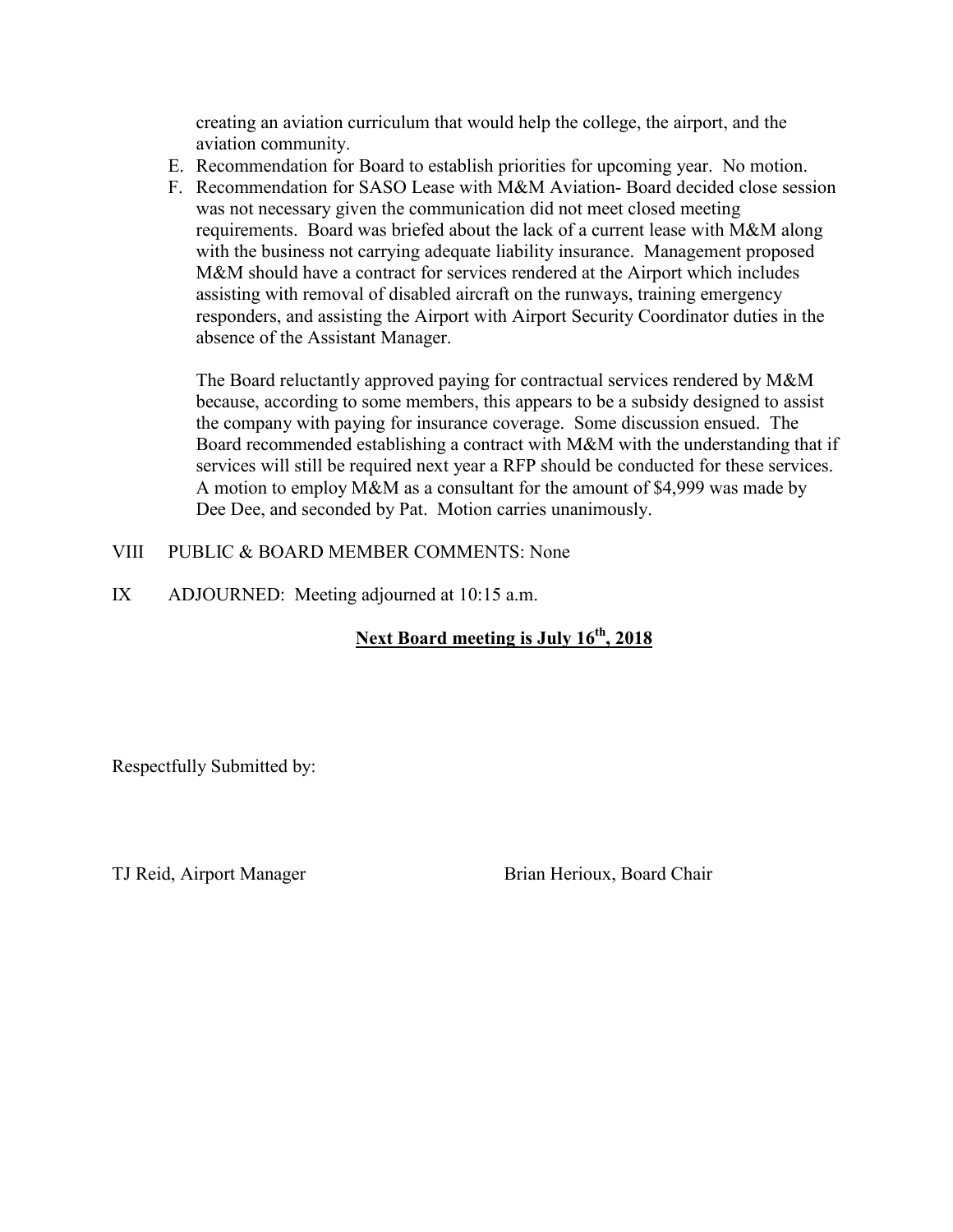creating an aviation curriculum that would help the college, the airport, and the aviation community.

E. Recommendation for Board to establish priorities for upcoming year. No motion.
F. Recommendation for SASO Lease with M&M Aviation- Board decided close session was not necessary given the communication did not meet closed meeting requirements. Board was briefed about the lack of a current lease with M&M along with the business not carrying adequate liability insurance. Management proposed M&M should have a contract for services rendered at the Airport which includes assisting with removal of disabled aircraft on the runways, training emergency responders, and assisting the Airport with Airport Security Coordinator duties in the absence of the Assistant Manager.

   The Board reluctantly approved paying for contractual services rendered by M&M because, according to some members, this appears to be a subsidy designed to assist the company with paying for insurance coverage. Some discussion ensued. The Board recommended establishing a contract with M&M with the understanding that if services will still be required next year a RFP should be conducted for these services. A motion to employ M&M as a consultant for the amount of $4,999 was made by Dee Dee, and seconded by Pat. Motion carries unanimously.

VIII PUBLIC & BOARD MEMBER COMMENTS: None

IX ADJOURNED: Meeting adjourned at 10:15 a.m.

**Next Board meeting is July 16th, 2018**

Respectfully Submitted by:

TJ Reid, Airport Manager

Brian Herioux, Board Chair